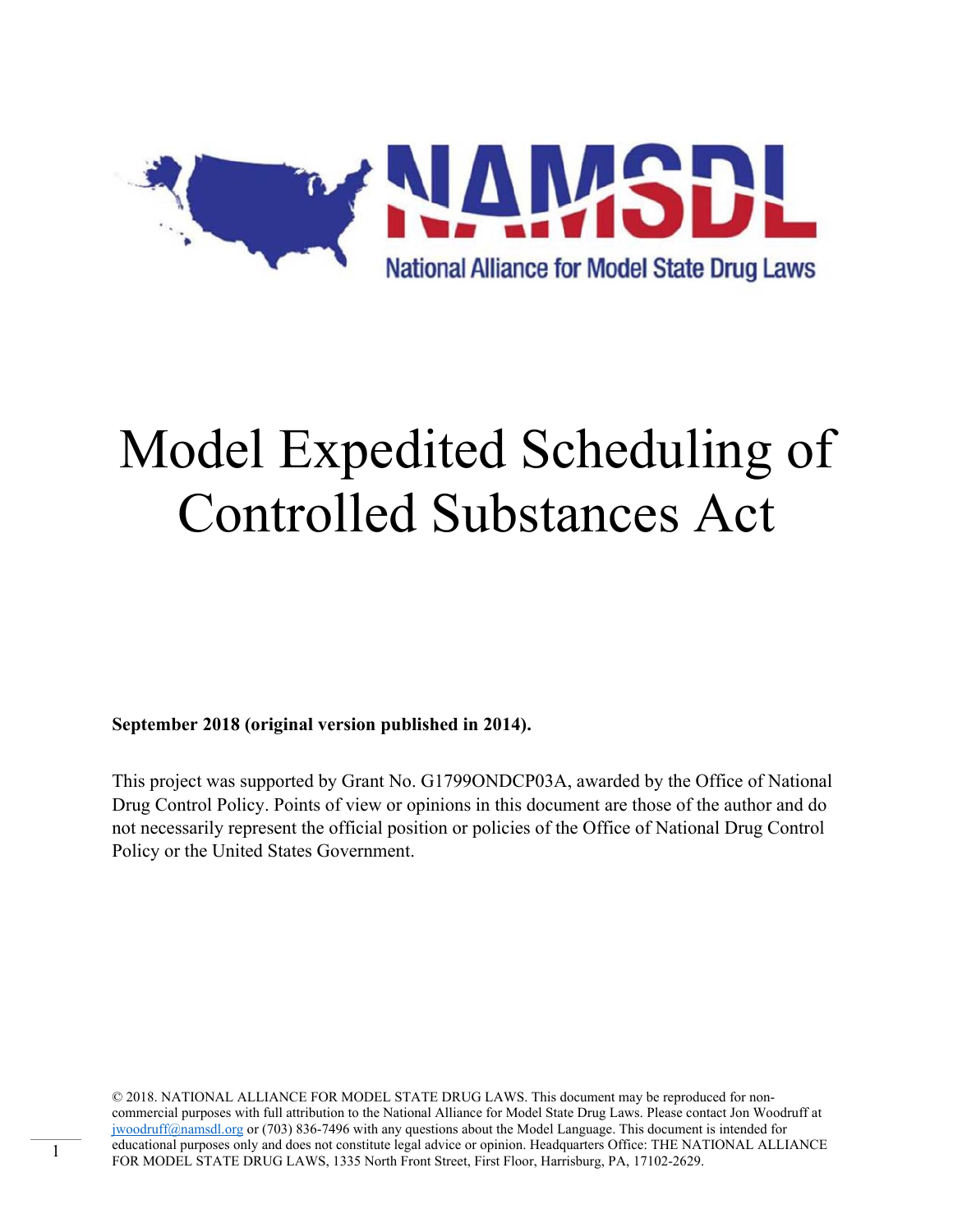NAMSDL

National Alliance for Model State Drug Laws

# Model Expedited Scheduling of Controlled Substances Act

**September 2018 (original version published in 2014).**

This project was supported by Grant No. G1799ONDCP03A, awarded by the Office of National Drug Control Policy. Points of view or opinions in this document are those of the author and do not necessarily represent the official position or policies of the Office of National Drug Control Policy or the United States Government.

© 2018. NATIONAL ALLIANCE FOR MODEL STATE DRUG LAWS. This document may be reproduced for non-commercial purposes with full attribution to the National Alliance for Model State Drug Laws. Please contact Jon Woodruff at jwoodruff@namsdl.org or (703) 836-7496 with any questions about the Model Language. This document is intended for educational purposes only and does not constitute legal advice or opinion. Headquarters Office: THE NATIONAL ALLIANCE FOR MODEL STATE DRUG LAWS, 1335 North Front Street, First Floor, Harrisburg, PA, 17102-2629.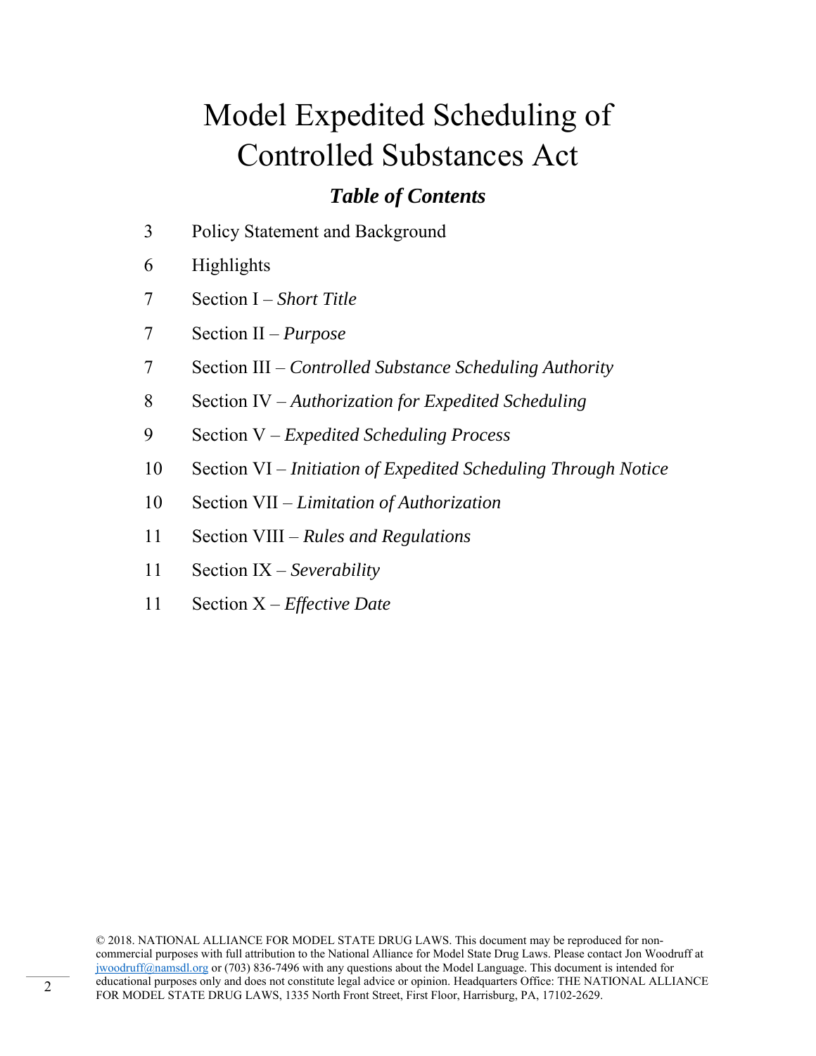# Model Expedited Scheduling of Controlled Substances Act

### *Table of Contents*

| | |
|---|---|
| 3 | Policy Statement and Background |
| 6 | Highlights |
| 7 | Section I – *Short Title* |
| 7 | Section II – *Purpose* |
| 7 | Section III – *Controlled Substance Scheduling Authority* |
| 8 | Section IV – *Authorization for Expedited Scheduling* |
| 9 | Section V – *Expedited Scheduling Process* |
| 10 | Section VI – *Initiation of Expedited Scheduling Through Notice* |
| 10 | Section VII – *Limitation of Authorization* |
| 11 | Section VIII – *Rules and Regulations* |
| 11 | Section IX – *Severability* |
| 11 | Section X – *Effective Date* |

© 2018. NATIONAL ALLIANCE FOR MODEL STATE DRUG LAWS. This document may be reproduced for non-commercial purposes with full attribution to the National Alliance for Model State Drug Laws. Please contact Jon Woodruff at jwoodruff@namsdl.org or (703) 836-7496 with any questions about the Model Language. This document is intended for educational purposes only and does not constitute legal advice or opinion. Headquarters Office: THE NATIONAL ALLIANCE FOR MODEL STATE DRUG LAWS, 1335 North Front Street, First Floor, Harrisburg, PA, 17102-2629.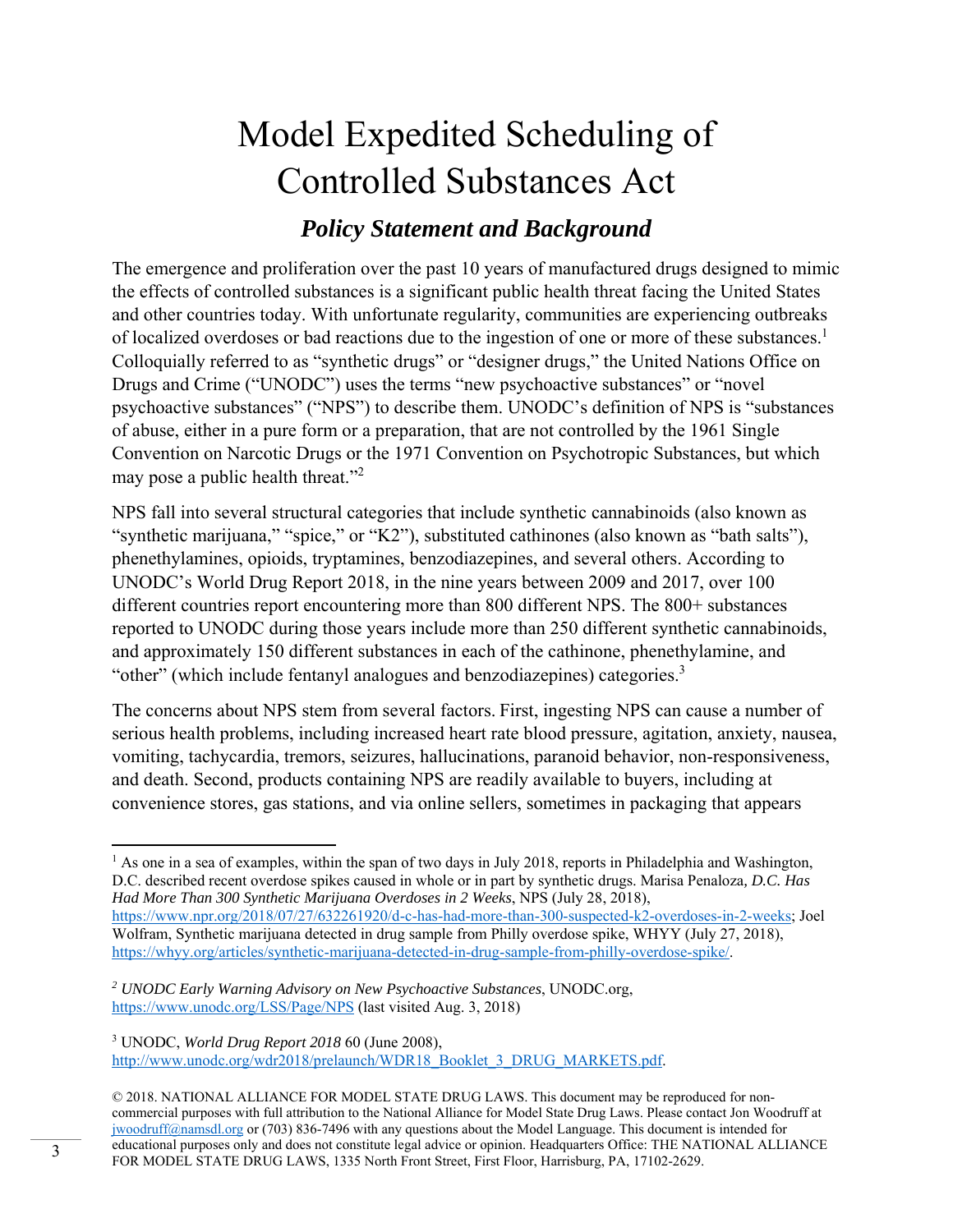# Model Expedited Scheduling of Controlled Substances Act

## *Policy Statement and Background*

The emergence and proliferation over the past 10 years of manufactured drugs designed to mimic the effects of controlled substances is a significant public health threat facing the United States and other countries today. With unfortunate regularity, communities are experiencing outbreaks of localized overdoses or bad reactions due to the ingestion of one or more of these substances.[1] Colloquially referred to as "synthetic drugs" or "designer drugs," the United Nations Office on Drugs and Crime ("UNODC") uses the terms "new psychoactive substances" or "novel psychoactive substances" ("NPS") to describe them. UNODC's definition of NPS is "substances of abuse, either in a pure form or a preparation, that are not controlled by the 1961 Single Convention on Narcotic Drugs or the 1971 Convention on Psychotropic Substances, but which may pose a public health threat."[2]

NPS fall into several structural categories that include synthetic cannabinoids (also known as "synthetic marijuana," "spice," or "K2"), substituted cathinones (also known as "bath salts"), phenethylamines, opioids, tryptamines, benzodiazepines, and several others. According to UNODC's World Drug Report 2018, in the nine years between 2009 and 2017, over 100 different countries report encountering more than 800 different NPS. The 800+ substances reported to UNODC during those years include more than 250 different synthetic cannabinoids, and approximately 150 different substances in each of the cathinone, phenethylamine, and "other" (which include fentanyl analogues and benzodiazepines) categories.[3]

The concerns about NPS stem from several factors. First, ingesting NPS can cause a number of serious health problems, including increased heart rate blood pressure, agitation, anxiety, nausea, vomiting, tachycardia, tremors, seizures, hallucinations, paranoid behavior, non-responsiveness, and death. Second, products containing NPS are readily available to buyers, including at convenience stores, gas stations, and via online sellers, sometimes in packaging that appears

---

[1] As one in a sea of examples, within the span of two days in July 2018, reports in Philadelphia and Washington, D.C. described recent overdose spikes caused in whole or in part by synthetic drugs. Marisa Penaloza, *D.C. Has Had More Than 300 Synthetic Marijuana Overdoses in 2 Weeks*, NPS (July 28, 2018), https://www.npr.org/2018/07/27/632261920/d-c-has-had-more-than-300-suspected-k2-overdoses-in-2-weeks; Joel Wolfram, Synthetic marijuana detected in drug sample from Philly overdose spike, WHYY (July 27, 2018), https://whyy.org/articles/synthetic-marijuana-detected-in-drug-sample-from-philly-overdose-spike/.

[2] *UNODC Early Warning Advisory on New Psychoactive Substances*, UNODC.org, https://www.unodc.org/LSS/Page/NPS (last visited Aug. 3, 2018)

[3] UNODC, *World Drug Report 2018* 60 (June 2008), http://www.unodc.org/wdr2018/prelaunch/WDR18_Booklet_3_DRUG_MARKETS.pdf.

© 2018. NATIONAL ALLIANCE FOR MODEL STATE DRUG LAWS. This document may be reproduced for non-commercial purposes with full attribution to the National Alliance for Model State Drug Laws. Please contact Jon Woodruff at jwoodruff@namsdl.org or (703) 836-7496 with any questions about the Model Language. This document is intended for educational purposes only and does not constitute legal advice or opinion. Headquarters Office: THE NATIONAL ALLIANCE FOR MODEL STATE DRUG LAWS, 1335 North Front Street, First Floor, Harrisburg, PA, 17102-2629.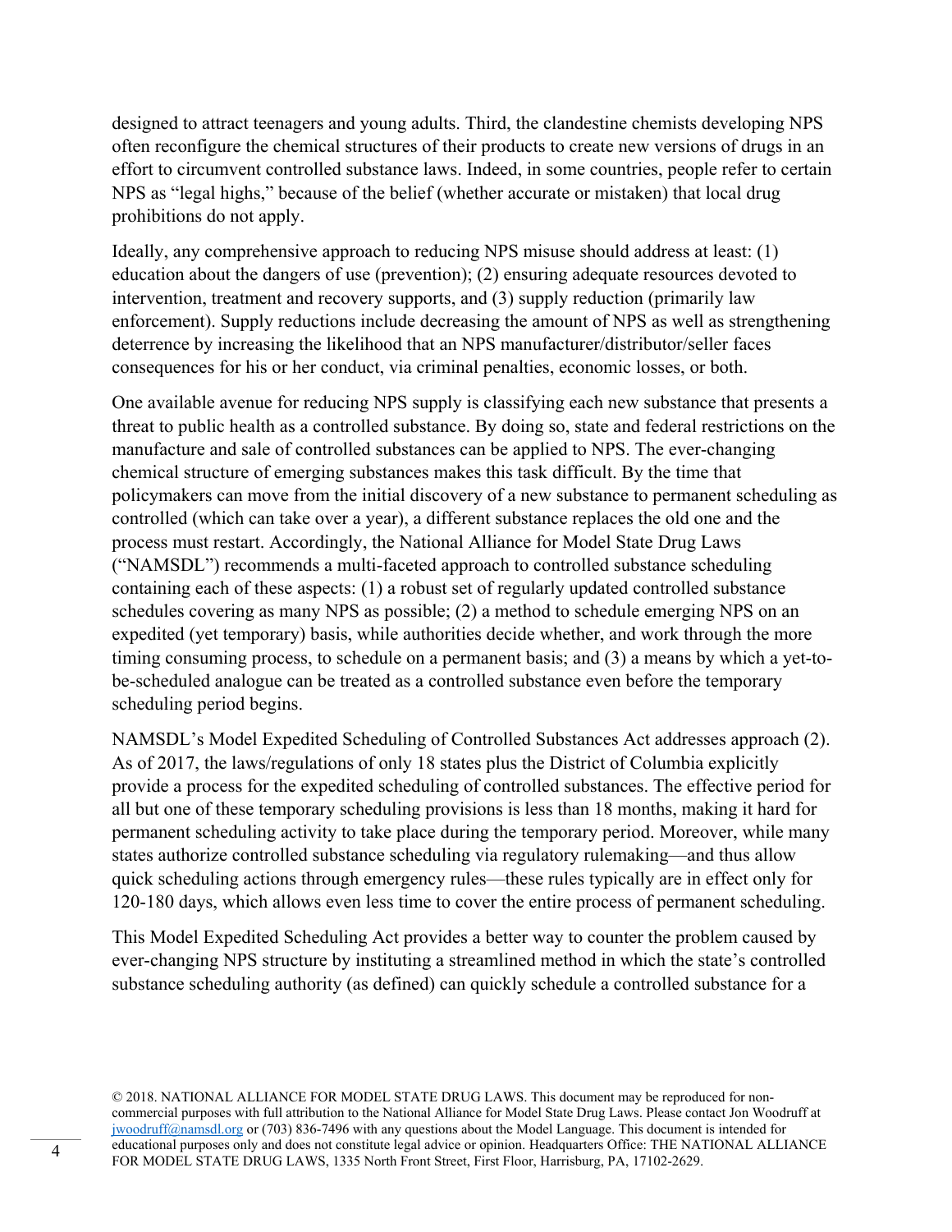designed to attract teenagers and young adults. Third, the clandestine chemists developing NPS often reconfigure the chemical structures of their products to create new versions of drugs in an effort to circumvent controlled substance laws. Indeed, in some countries, people refer to certain NPS as "legal highs," because of the belief (whether accurate or mistaken) that local drug prohibitions do not apply.

Ideally, any comprehensive approach to reducing NPS misuse should address at least: (1) education about the dangers of use (prevention); (2) ensuring adequate resources devoted to intervention, treatment and recovery supports, and (3) supply reduction (primarily law enforcement). Supply reductions include decreasing the amount of NPS as well as strengthening deterrence by increasing the likelihood that an NPS manufacturer/distributor/seller faces consequences for his or her conduct, via criminal penalties, economic losses, or both.

One available avenue for reducing NPS supply is classifying each new substance that presents a threat to public health as a controlled substance. By doing so, state and federal restrictions on the manufacture and sale of controlled substances can be applied to NPS. The ever-changing chemical structure of emerging substances makes this task difficult. By the time that policymakers can move from the initial discovery of a new substance to permanent scheduling as controlled (which can take over a year), a different substance replaces the old one and the process must restart. Accordingly, the National Alliance for Model State Drug Laws ("NAMSDL") recommends a multi-faceted approach to controlled substance scheduling containing each of these aspects: (1) a robust set of regularly updated controlled substance schedules covering as many NPS as possible; (2) a method to schedule emerging NPS on an expedited (yet temporary) basis, while authorities decide whether, and work through the more timing consuming process, to schedule on a permanent basis; and (3) a means by which a yet-to-be-scheduled analogue can be treated as a controlled substance even before the temporary scheduling period begins.

NAMSDL's Model Expedited Scheduling of Controlled Substances Act addresses approach (2). As of 2017, the laws/regulations of only 18 states plus the District of Columbia explicitly provide a process for the expedited scheduling of controlled substances. The effective period for all but one of these temporary scheduling provisions is less than 18 months, making it hard for permanent scheduling activity to take place during the temporary period. Moreover, while many states authorize controlled substance scheduling via regulatory rulemaking—and thus allow quick scheduling actions through emergency rules—these rules typically are in effect only for 120-180 days, which allows even less time to cover the entire process of permanent scheduling.

This Model Expedited Scheduling Act provides a better way to counter the problem caused by ever-changing NPS structure by instituting a streamlined method in which the state's controlled substance scheduling authority (as defined) can quickly schedule a controlled substance for a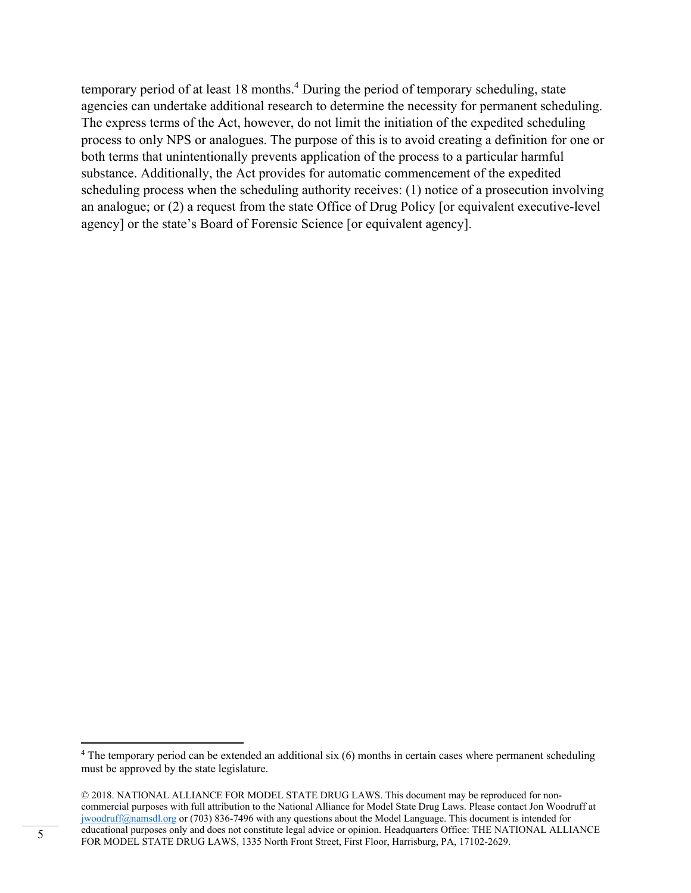temporary period of at least 18 months.[4] During the period of temporary scheduling, state agencies can undertake additional research to determine the necessity for permanent scheduling. The express terms of the Act, however, do not limit the initiation of the expedited scheduling process to only NPS or analogues. The purpose of this is to avoid creating a definition for one or both terms that unintentionally prevents application of the process to a particular harmful substance. Additionally, the Act provides for automatic commencement of the expedited scheduling process when the scheduling authority receives: (1) notice of a prosecution involving an analogue; or (2) a request from the state Office of Drug Policy [or equivalent executive-level agency] or the state's Board of Forensic Science [or equivalent agency].

---

[4] The temporary period can be extended an additional six (6) months in certain cases where permanent scheduling must be approved by the state legislature.

© 2018. NATIONAL ALLIANCE FOR MODEL STATE DRUG LAWS. This document may be reproduced for non-commercial purposes with full attribution to the National Alliance for Model State Drug Laws. Please contact Jon Woodruff at jwoodruff@namsdl.org or (703) 836-7496 with any questions about the Model Language. This document is intended for educational purposes only and does not constitute legal advice or opinion. Headquarters Office: THE NATIONAL ALLIANCE FOR MODEL STATE DRUG LAWS, 1335 North Front Street, First Floor, Harrisburg, PA, 17102-2629.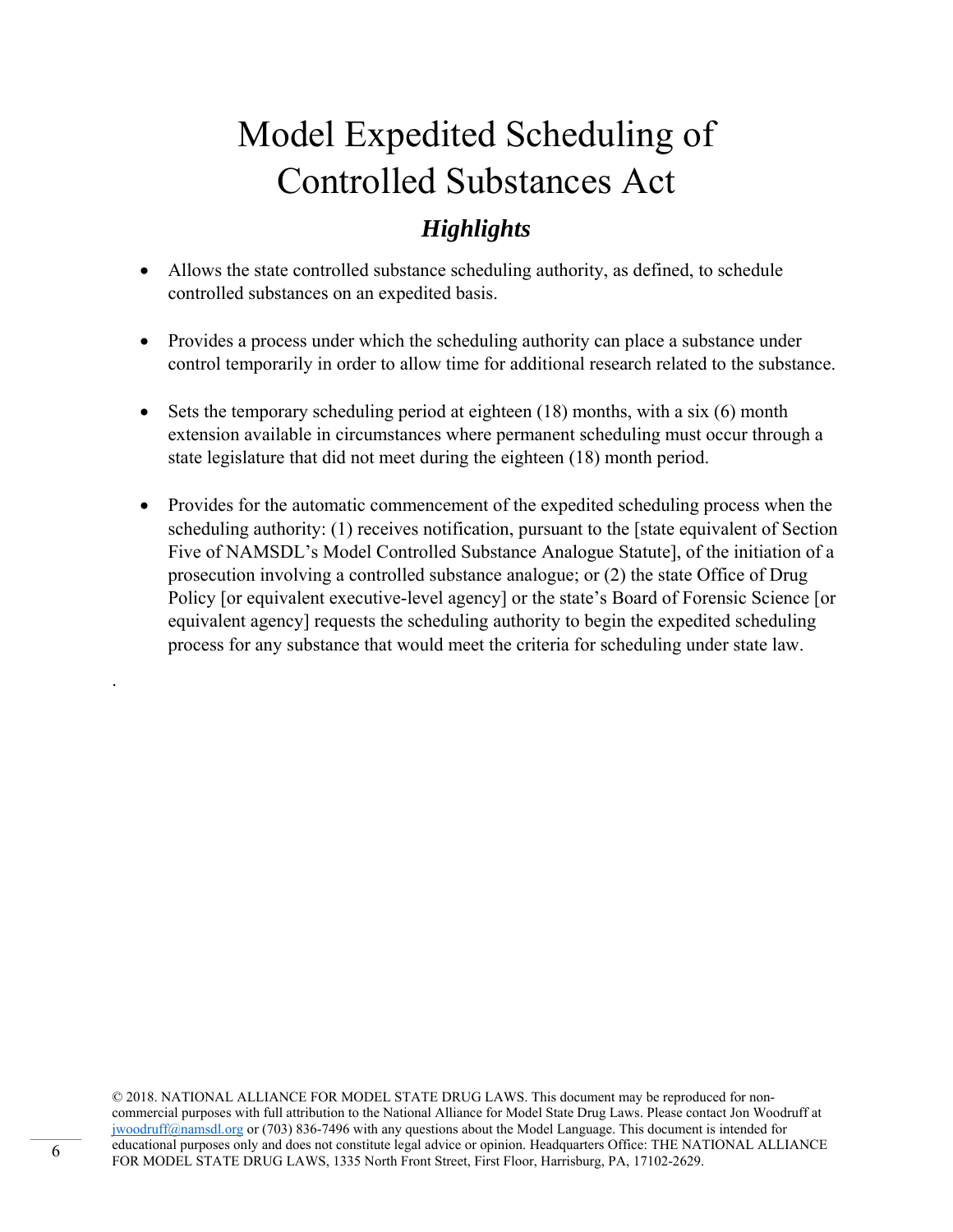# Model Expedited Scheduling of Controlled Substances Act

## *Highlights*

- Allows the state controlled substance scheduling authority, as defined, to schedule controlled substances on an expedited basis.
- Provides a process under which the scheduling authority can place a substance under control temporarily in order to allow time for additional research related to the substance.
- Sets the temporary scheduling period at eighteen (18) months, with a six (6) month extension available in circumstances where permanent scheduling must occur through a state legislature that did not meet during the eighteen (18) month period.
- Provides for the automatic commencement of the expedited scheduling process when the scheduling authority: (1) receives notification, pursuant to the [state equivalent of Section Five of NAMSDL's Model Controlled Substance Analogue Statute], of the initiation of a prosecution involving a controlled substance analogue; or (2) the state Office of Drug Policy [or equivalent executive-level agency] or the state's Board of Forensic Science [or equivalent agency] requests the scheduling authority to begin the expedited scheduling process for any substance that would meet the criteria for scheduling under state law.

.

© 2018. NATIONAL ALLIANCE FOR MODEL STATE DRUG LAWS. This document may be reproduced for non-commercial purposes with full attribution to the National Alliance for Model State Drug Laws. Please contact Jon Woodruff at jwoodruff@namsdl.org or (703) 836-7496 with any questions about the Model Language. This document is intended for educational purposes only and does not constitute legal advice or opinion. Headquarters Office: THE NATIONAL ALLIANCE FOR MODEL STATE DRUG LAWS, 1335 North Front Street, First Floor, Harrisburg, PA, 17102-2629.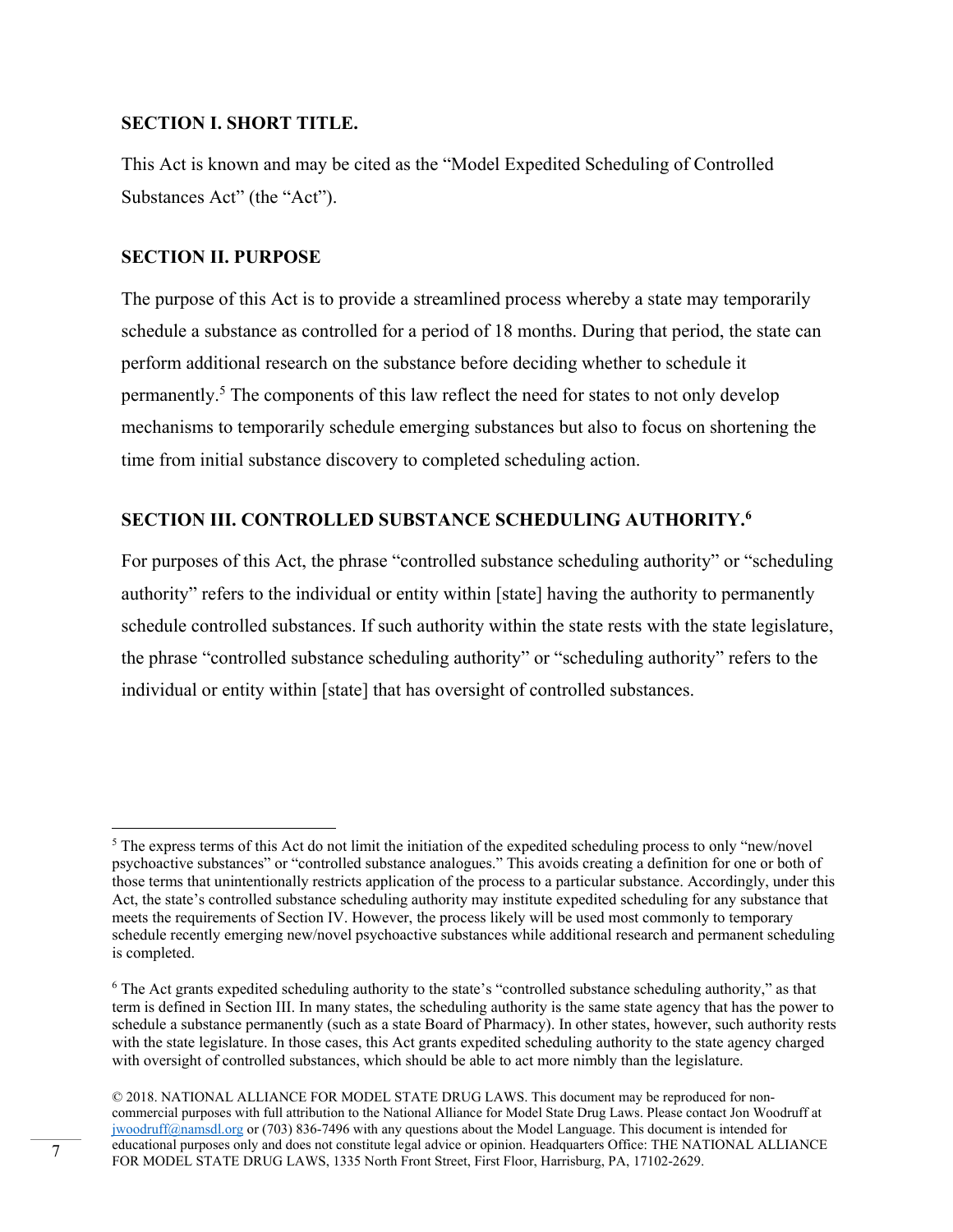## SECTION I. SHORT TITLE.

This Act is known and may be cited as the "Model Expedited Scheduling of Controlled Substances Act" (the "Act").

## SECTION II. PURPOSE

The purpose of this Act is to provide a streamlined process whereby a state may temporarily schedule a substance as controlled for a period of 18 months. During that period, the state can perform additional research on the substance before deciding whether to schedule it permanently.[5] The components of this law reflect the need for states to not only develop mechanisms to temporarily schedule emerging substances but also to focus on shortening the time from initial substance discovery to completed scheduling action.

## SECTION III. CONTROLLED SUBSTANCE SCHEDULING AUTHORITY.[6]

For purposes of this Act, the phrase "controlled substance scheduling authority" or "scheduling authority" refers to the individual or entity within [state] having the authority to permanently schedule controlled substances. If such authority within the state rests with the state legislature, the phrase "controlled substance scheduling authority" or "scheduling authority" refers to the individual or entity within [state] that has oversight of controlled substances.

---

[5] The express terms of this Act do not limit the initiation of the expedited scheduling process to only "new/novel psychoactive substances" or "controlled substance analogues." This avoids creating a definition for one or both of those terms that unintentionally restricts application of the process to a particular substance. Accordingly, under this Act, the state's controlled substance scheduling authority may institute expedited scheduling for any substance that meets the requirements of Section IV. However, the process likely will be used most commonly to temporary schedule recently emerging new/novel psychoactive substances while additional research and permanent scheduling is completed.

[6] The Act grants expedited scheduling authority to the state's "controlled substance scheduling authority," as that term is defined in Section III. In many states, the scheduling authority is the same state agency that has the power to schedule a substance permanently (such as a state Board of Pharmacy). In other states, however, such authority rests with the state legislature. In those cases, this Act grants expedited scheduling authority to the state agency charged with oversight of controlled substances, which should be able to act more nimbly than the legislature.

© 2018. NATIONAL ALLIANCE FOR MODEL STATE DRUG LAWS. This document may be reproduced for non-commercial purposes with full attribution to the National Alliance for Model State Drug Laws. Please contact Jon Woodruff at jwoodruff@namsdl.org or (703) 836-7496 with any questions about the Model Language. This document is intended for educational purposes only and does not constitute legal advice or opinion. Headquarters Office: THE NATIONAL ALLIANCE FOR MODEL STATE DRUG LAWS, 1335 North Front Street, First Floor, Harrisburg, PA, 17102-2629.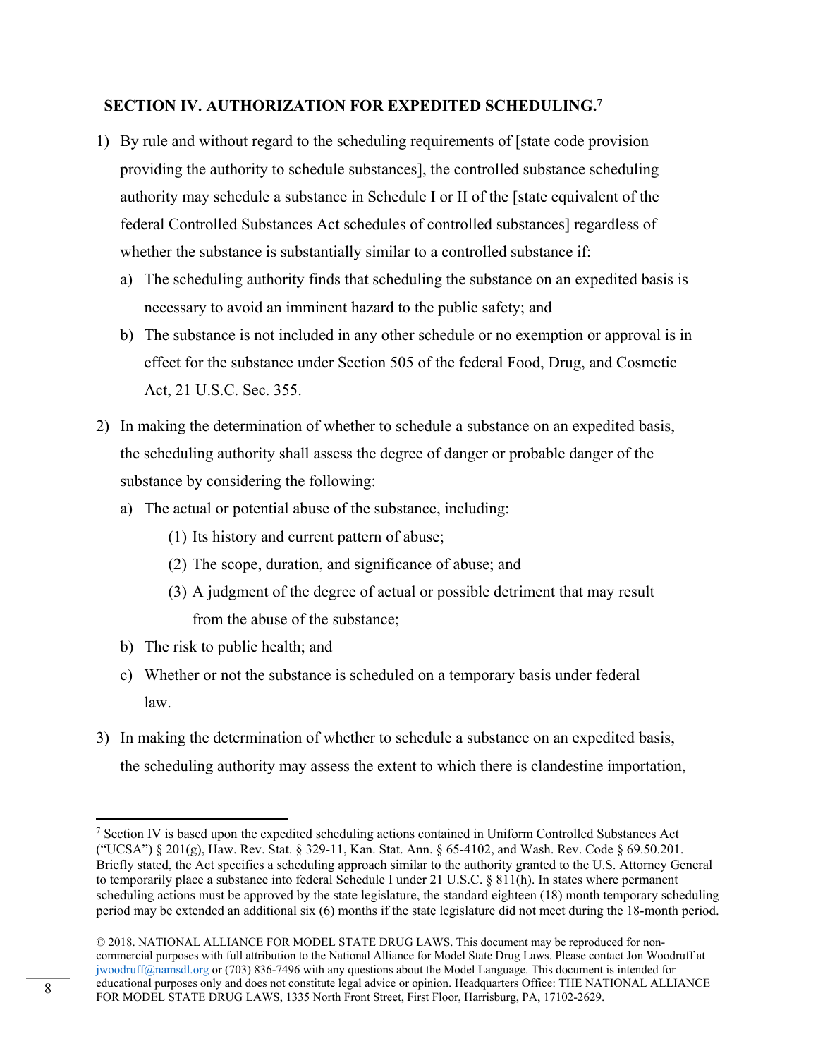## SECTION IV. AUTHORIZATION FOR EXPEDITED SCHEDULING.[7]

1) By rule and without regard to the scheduling requirements of [state code provision providing the authority to schedule substances], the controlled substance scheduling authority may schedule a substance in Schedule I or II of the [state equivalent of the federal Controlled Substances Act schedules of controlled substances] regardless of whether the substance is substantially similar to a controlled substance if:
   a) The scheduling authority finds that scheduling the substance on an expedited basis is necessary to avoid an imminent hazard to the public safety; and
   b) The substance is not included in any other schedule or no exemption or approval is in effect for the substance under Section 505 of the federal Food, Drug, and Cosmetic Act, 21 U.S.C. Sec. 355.
2) In making the determination of whether to schedule a substance on an expedited basis, the scheduling authority shall assess the degree of danger or probable danger of the substance by considering the following:
   a) The actual or potential abuse of the substance, including:
      (1) Its history and current pattern of abuse;
      (2) The scope, duration, and significance of abuse; and
      (3) A judgment of the degree of actual or possible detriment that may result from the abuse of the substance;
   b) The risk to public health; and
   c) Whether or not the substance is scheduled on a temporary basis under federal law.
3) In making the determination of whether to schedule a substance on an expedited basis, the scheduling authority may assess the extent to which there is clandestine importation,

---

[7] Section IV is based upon the expedited scheduling actions contained in Uniform Controlled Substances Act ("UCSA") § 201(g), Haw. Rev. Stat. § 329-11, Kan. Stat. Ann. § 65-4102, and Wash. Rev. Code § 69.50.201. Briefly stated, the Act specifies a scheduling approach similar to the authority granted to the U.S. Attorney General to temporarily place a substance into federal Schedule I under 21 U.S.C. § 811(h). In states where permanent scheduling actions must be approved by the state legislature, the standard eighteen (18) month temporary scheduling period may be extended an additional six (6) months if the state legislature did not meet during the 18-month period.

© 2018. NATIONAL ALLIANCE FOR MODEL STATE DRUG LAWS. This document may be reproduced for non-commercial purposes with full attribution to the National Alliance for Model State Drug Laws. Please contact Jon Woodruff at jwoodruff@namsdl.org or (703) 836-7496 with any questions about the Model Language. This document is intended for educational purposes only and does not constitute legal advice or opinion. Headquarters Office: THE NATIONAL ALLIANCE FOR MODEL STATE DRUG LAWS, 1335 North Front Street, First Floor, Harrisburg, PA, 17102-2629.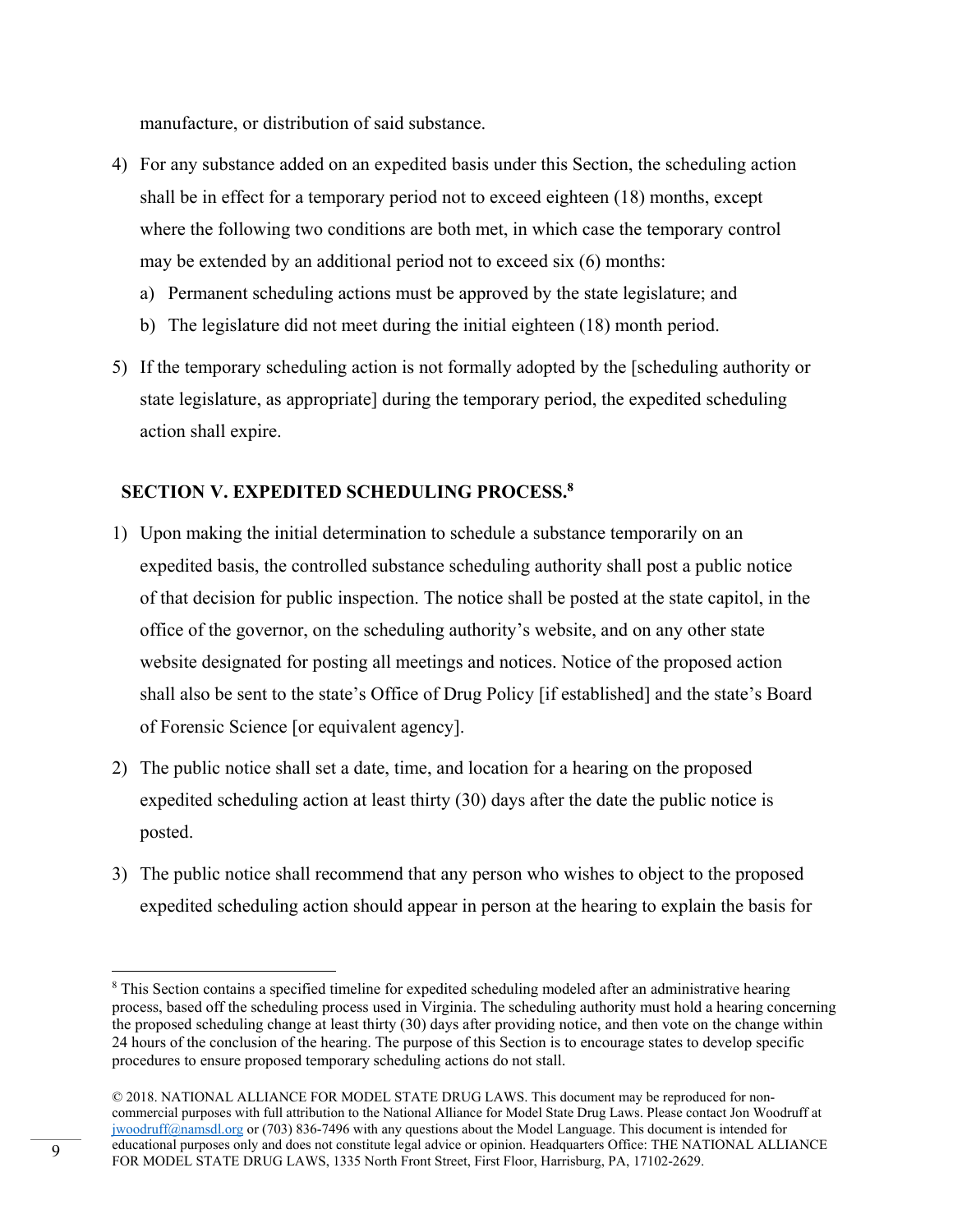manufacture, or distribution of said substance.

4) For any substance added on an expedited basis under this Section, the scheduling action shall be in effect for a temporary period not to exceed eighteen (18) months, except where the following two conditions are both met, in which case the temporary control may be extended by an additional period not to exceed six (6) months:
   a) Permanent scheduling actions must be approved by the state legislature; and
   b) The legislature did not meet during the initial eighteen (18) month period.

5) If the temporary scheduling action is not formally adopted by the [scheduling authority or state legislature, as appropriate] during the temporary period, the expedited scheduling action shall expire.

## SECTION V. EXPEDITED SCHEDULING PROCESS.[8]

1) Upon making the initial determination to schedule a substance temporarily on an expedited basis, the controlled substance scheduling authority shall post a public notice of that decision for public inspection. The notice shall be posted at the state capitol, in the office of the governor, on the scheduling authority's website, and on any other state website designated for posting all meetings and notices. Notice of the proposed action shall also be sent to the state's Office of Drug Policy [if established] and the state's Board of Forensic Science [or equivalent agency].

2) The public notice shall set a date, time, and location for a hearing on the proposed expedited scheduling action at least thirty (30) days after the date the public notice is posted.

3) The public notice shall recommend that any person who wishes to object to the proposed expedited scheduling action should appear in person at the hearing to explain the basis for

---

[8] This Section contains a specified timeline for expedited scheduling modeled after an administrative hearing process, based off the scheduling process used in Virginia. The scheduling authority must hold a hearing concerning the proposed scheduling change at least thirty (30) days after providing notice, and then vote on the change within 24 hours of the conclusion of the hearing. The purpose of this Section is to encourage states to develop specific procedures to ensure proposed temporary scheduling actions do not stall.

© 2018. NATIONAL ALLIANCE FOR MODEL STATE DRUG LAWS. This document may be reproduced for non-commercial purposes with full attribution to the National Alliance for Model State Drug Laws. Please contact Jon Woodruff at jwoodruff@namsdl.org or (703) 836-7496 with any questions about the Model Language. This document is intended for educational purposes only and does not constitute legal advice or opinion. Headquarters Office: THE NATIONAL ALLIANCE FOR MODEL STATE DRUG LAWS, 1335 North Front Street, First Floor, Harrisburg, PA, 17102-2629.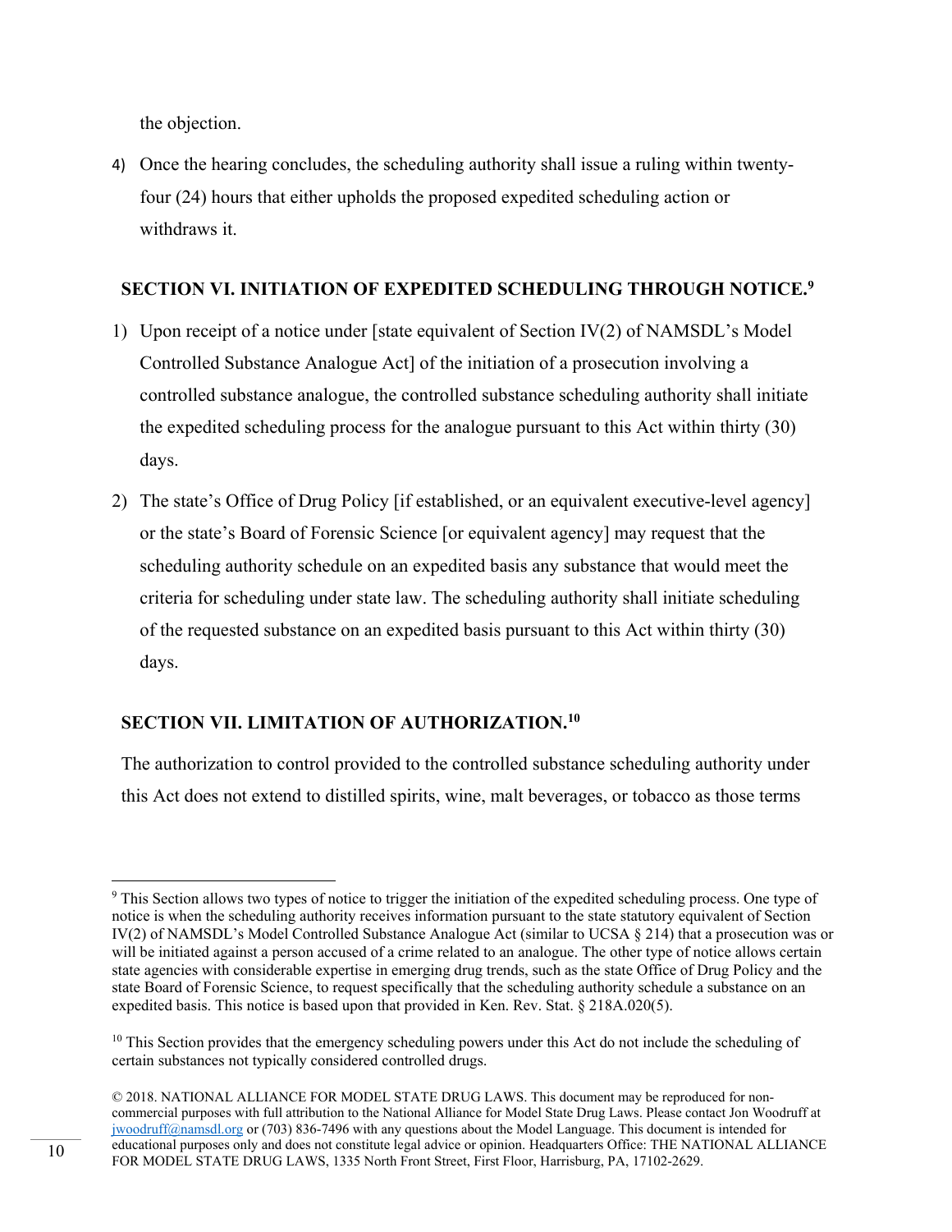the objection.

4) Once the hearing concludes, the scheduling authority shall issue a ruling within twenty-four (24) hours that either upholds the proposed expedited scheduling action or withdraws it.

## SECTION VI. INITIATION OF EXPEDITED SCHEDULING THROUGH NOTICE.[9]

1) Upon receipt of a notice under [state equivalent of Section IV(2) of NAMSDL's Model Controlled Substance Analogue Act] of the initiation of a prosecution involving a controlled substance analogue, the controlled substance scheduling authority shall initiate the expedited scheduling process for the analogue pursuant to this Act within thirty (30) days.

2) The state's Office of Drug Policy [if established, or an equivalent executive-level agency] or the state's Board of Forensic Science [or equivalent agency] may request that the scheduling authority schedule on an expedited basis any substance that would meet the criteria for scheduling under state law. The scheduling authority shall initiate scheduling of the requested substance on an expedited basis pursuant to this Act within thirty (30) days.

## SECTION VII. LIMITATION OF AUTHORIZATION.[10]

The authorization to control provided to the controlled substance scheduling authority under this Act does not extend to distilled spirits, wine, malt beverages, or tobacco as those terms

---

[9] This Section allows two types of notice to trigger the initiation of the expedited scheduling process. One type of notice is when the scheduling authority receives information pursuant to the state statutory equivalent of Section IV(2) of NAMSDL's Model Controlled Substance Analogue Act (similar to UCSA § 214) that a prosecution was or will be initiated against a person accused of a crime related to an analogue. The other type of notice allows certain state agencies with considerable expertise in emerging drug trends, such as the state Office of Drug Policy and the state Board of Forensic Science, to request specifically that the scheduling authority schedule a substance on an expedited basis. This notice is based upon that provided in Ken. Rev. Stat. § 218A.020(5).

[10] This Section provides that the emergency scheduling powers under this Act do not include the scheduling of certain substances not typically considered controlled drugs.

© 2018. NATIONAL ALLIANCE FOR MODEL STATE DRUG LAWS. This document may be reproduced for non-commercial purposes with full attribution to the National Alliance for Model State Drug Laws. Please contact Jon Woodruff at jwoodruff@namsdl.org or (703) 836-7496 with any questions about the Model Language. This document is intended for educational purposes only and does not constitute legal advice or opinion. Headquarters Office: THE NATIONAL ALLIANCE FOR MODEL STATE DRUG LAWS, 1335 North Front Street, First Floor, Harrisburg, PA, 17102-2629.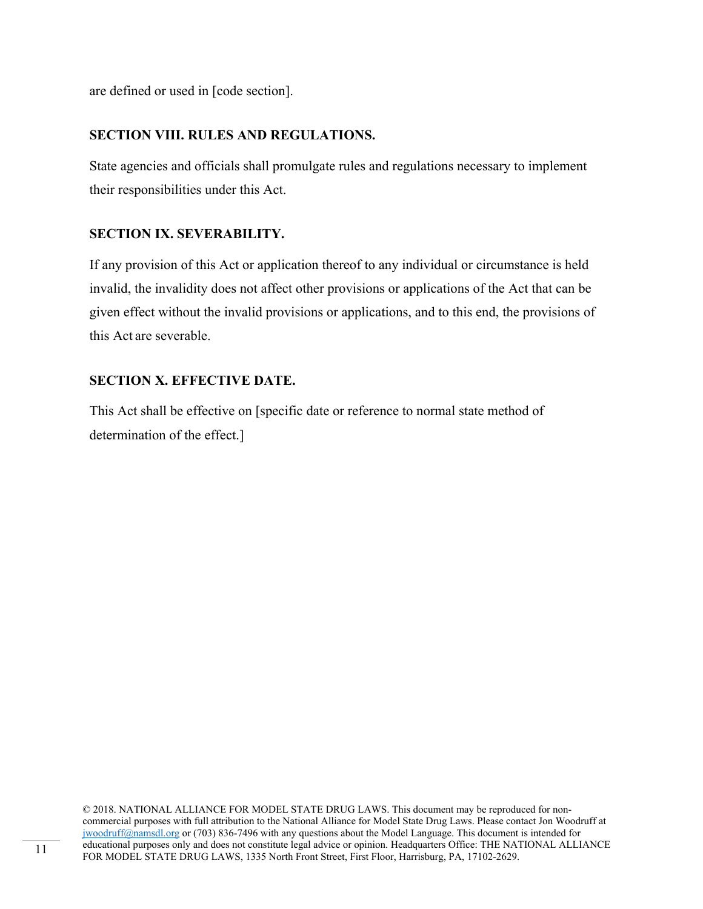are defined or used in [code section].

**SECTION VIII. RULES AND REGULATIONS.**

State agencies and officials shall promulgate rules and regulations necessary to implement their responsibilities under this Act.

**SECTION IX. SEVERABILITY.**

If any provision of this Act or application thereof to any individual or circumstance is held invalid, the invalidity does not affect other provisions or applications of the Act that can be given effect without the invalid provisions or applications, and to this end, the provisions of this Act are severable.

**SECTION X. EFFECTIVE DATE.**

This Act shall be effective on [specific date or reference to normal state method of determination of the effect.]

© 2018. NATIONAL ALLIANCE FOR MODEL STATE DRUG LAWS. This document may be reproduced for non-commercial purposes with full attribution to the National Alliance for Model State Drug Laws. Please contact Jon Woodruff at jwoodruff@namsdl.org or (703) 836-7496 with any questions about the Model Language. This document is intended for educational purposes only and does not constitute legal advice or opinion. Headquarters Office: THE NATIONAL ALLIANCE FOR MODEL STATE DRUG LAWS, 1335 North Front Street, First Floor, Harrisburg, PA, 17102-2629.